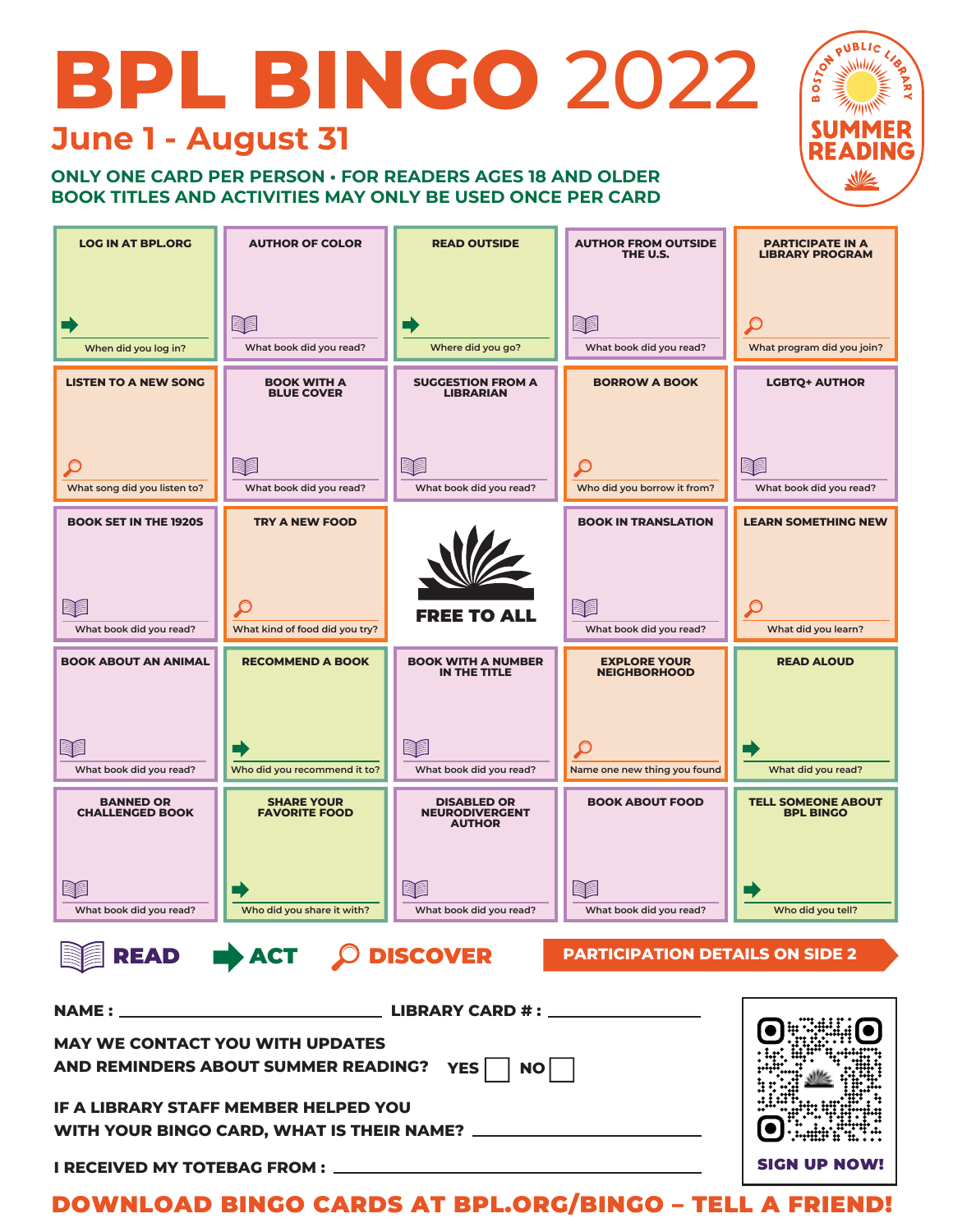# BPL BINGO 2022

## June 1 - August 31

**ONLY ONE CARD PER PERSON • FOR READERS AGES 18 AND OLDER**
**BOOK TITLES AND ACTIVITIES MAY ONLY BE USED ONCE PER CARD**

BOSTON PUBLIC LIBRARY SUMMER READING

| | | | | |
|---|---|---|---|---|
| **LOG IN AT BPL.ORG**<br>When did you log in? | **AUTHOR OF COLOR**<br>What book did you read? | **READ OUTSIDE**<br>Where did you go? | **AUTHOR FROM OUTSIDE THE U.S.**<br>What book did you read? | **PARTICIPATE IN A LIBRARY PROGRAM**<br>What program did you join? |
| **LISTEN TO A NEW SONG**<br>What song did you listen to? | **BOOK WITH A BLUE COVER**<br>What book did you read? | **SUGGESTION FROM A LIBRARIAN**<br>What book did you read? | **BORROW A BOOK**<br>Who did you borrow it from? | **LGBTQ+ AUTHOR**<br>What book did you read? |
| **BOOK SET IN THE 1920S**<br>What book did you read? | **TRY A NEW FOOD**<br>What kind of food did you try? | **FREE TO ALL** | **BOOK IN TRANSLATION**<br>What book did you read? | **LEARN SOMETHING NEW**<br>What did you learn? |
| **BOOK ABOUT AN ANIMAL**<br>What book did you read? | **RECOMMEND A BOOK**<br>Who did you recommend it to? | **BOOK WITH A NUMBER IN THE TITLE**<br>What book did you read? | **EXPLORE YOUR NEIGHBORHOOD**<br>Name one new thing you found | **READ ALOUD**<br>What did you read? |
| **BANNED OR CHALLENGED BOOK**<br>What book did you read? | **SHARE YOUR FAVORITE FOOD**<br>Who did you share it with? | **DISABLED OR NEURODIVERGENT AUTHOR**<br>What book did you read? | **BOOK ABOUT FOOD**<br>What book did you read? | **TELL SOMEONE ABOUT BPL BINGO**<br>Who did you tell? |

**READ** **ACT** **DISCOVER**

**PARTICIPATION DETAILS ON SIDE 2**

**NAME :** ______________________ **LIBRARY CARD # :** ______________________

**MAY WE CONTACT YOU WITH UPDATES AND REMINDERS ABOUT SUMMER READING?** **YES** ☐ **NO** ☐

**IF A LIBRARY STAFF MEMBER HELPED YOU WITH YOUR BINGO CARD, WHAT IS THEIR NAME?** ______________________

**I RECEIVED MY TOTEBAG FROM :** ______________________

**SIGN UP NOW!**

**DOWNLOAD BINGO CARDS AT BPL.ORG/BINGO – TELL A FRIEND!**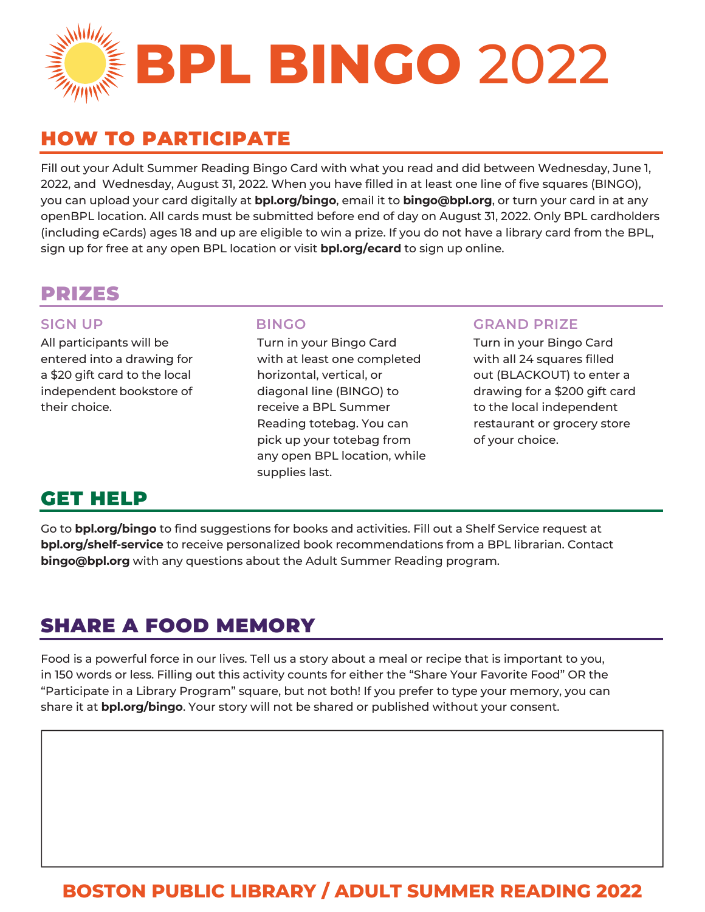# BPL BINGO 2022

## HOW TO PARTICIPATE

Fill out your Adult Summer Reading Bingo Card with what you read and did between Wednesday, June 1, 2022, and Wednesday, August 31, 2022. When you have filled in at least one line of five squares (BINGO), you can upload your card digitally at **bpl.org/bingo**, email it to **bingo@bpl.org**, or turn your card in at any openBPL location. All cards must be submitted before end of day on August 31, 2022. Only BPL cardholders (including eCards) ages 18 and up are eligible to win a prize. If you do not have a library card from the BPL, sign up for free at any open BPL location or visit **bpl.org/ecard** to sign up online.

## PRIZES

### SIGN UP

All participants will be entered into a drawing for a $20 gift card to the local independent bookstore of their choice.

### BINGO

Turn in your Bingo Card with at least one completed horizontal, vertical, or diagonal line (BINGO) to receive a BPL Summer Reading totebag. You can pick up your totebag from any open BPL location, while supplies last.

### GRAND PRIZE

Turn in your Bingo Card with all 24 squares filled out (BLACKOUT) to enter a drawing for a $200 gift card to the local independent restaurant or grocery store of your choice.

## GET HELP

Go to **bpl.org/bingo** to find suggestions for books and activities. Fill out a Shelf Service request at **bpl.org/shelf-service** to receive personalized book recommendations from a BPL librarian. Contact **bingo@bpl.org** with any questions about the Adult Summer Reading program.

## SHARE A FOOD MEMORY

Food is a powerful force in our lives. Tell us a story about a meal or recipe that is important to you, in 150 words or less. Filling out this activity counts for either the “Share Your Favorite Food” OR the “Participate in a Library Program” square, but not both! If you prefer to type your memory, you can share it at **bpl.org/bingo**. Your story will not be shared or published without your consent.

**BOSTON PUBLIC LIBRARY / ADULT SUMMER READING 2022**